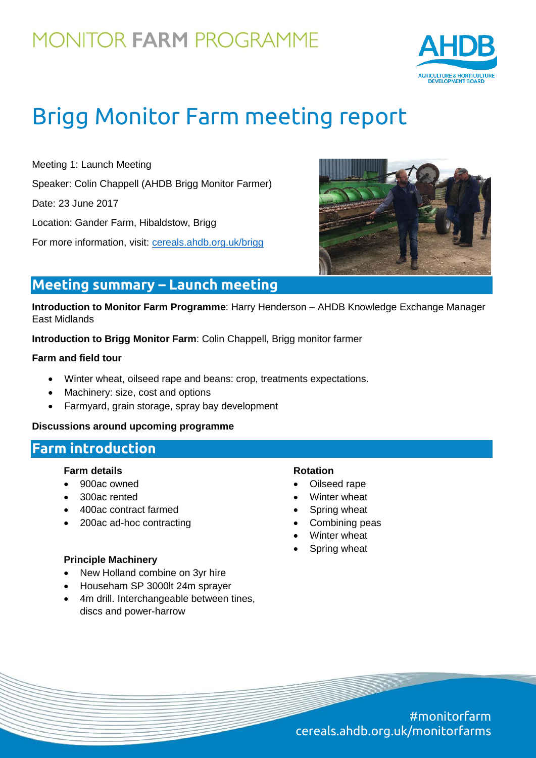MONITOR **FARM** PROGRAMME

# Brigg Monitor Farm meeting report

Meeting 1: Launch Meeting

Speaker: Colin Chappell (AHDB Brigg Monitor Farmer)

Date: 23 June 2017

Location: Gander Farm, Hibaldstow, Brigg

For more information, visit: cereals.ahdb.org.uk/brigg

## Meeting summary – Launch meeting

**Introduction to Monitor Farm Programme**: Harry Henderson – AHDB Knowledge Exchange Manager East Midlands

**Introduction to Brigg Monitor Farm**: Colin Chappell, Brigg monitor farmer

**Farm and field tour**

- Winter wheat, oilseed rape and beans: crop, treatments expectations.
- Machinery: size, cost and options
- Farmyard, grain storage, spray bay development

**Discussions around upcoming programme**

## Farm introduction

**Farm details**

- 900ac owned
- 300ac rented
- 400ac contract farmed
- 200ac ad-hoc contracting

**Principle Machinery**

- New Holland combine on 3yr hire
- Househam SP 3000lt 24m sprayer
- 4m drill. Interchangeable between tines, discs and power-harrow

**Rotation**

- Oilseed rape
- Winter wheat
- Spring wheat
- Combining peas
- Winter wheat
- Spring wheat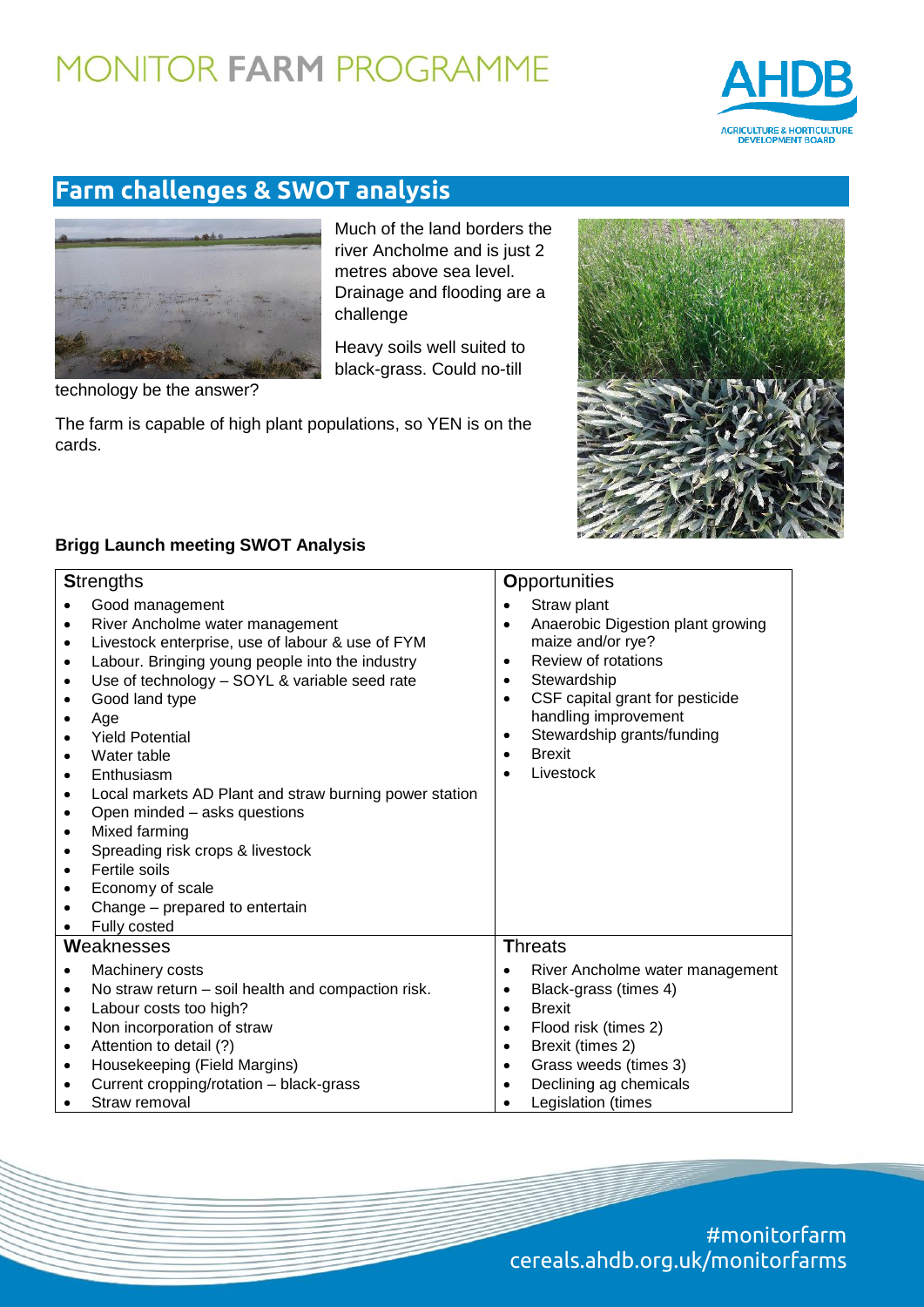## Farm challenges & SWOT analysis

Much of the land borders the river Ancholme and is just 2 metres above sea level. Drainage and flooding are a challenge

Heavy soils well suited to black-grass. Could no-till technology be the answer?

The farm is capable of high plant populations, so YEN is on the cards.

**Brigg Launch meeting SWOT Analysis**

| **S**trengths | **O**pportunities |
|---|---|
| • Good management<br>• River Ancholme water management<br>• Livestock enterprise, use of labour & use of FYM<br>• Labour. Bringing young people into the industry<br>• Use of technology – SOYL & variable seed rate<br>• Good land type<br>• Age<br>• Yield Potential<br>• Water table<br>• Enthusiasm<br>• Local markets AD Plant and straw burning power station<br>• Open minded – asks questions<br>• Mixed farming<br>• Spreading risk crops & livestock<br>• Fertile soils<br>• Economy of scale<br>• Change – prepared to entertain<br>• Fully costed | • Straw plant<br>• Anaerobic Digestion plant growing maize and/or rye?<br>• Review of rotations<br>• Stewardship<br>• CSF capital grant for pesticide handling improvement<br>• Stewardship grants/funding<br>• Brexit<br>• Livestock |
| **W**eaknesses | **T**hreats |
| • Machinery costs<br>• No straw return – soil health and compaction risk.<br>• Labour costs too high?<br>• Non incorporation of straw<br>• Attention to detail (?)<br>• Housekeeping (Field Margins)<br>• Current cropping/rotation – black-grass<br>• Straw removal | • River Ancholme water management<br>• Black-grass (times 4)<br>• Brexit<br>• Flood risk (times 2)<br>• Brexit (times 2)<br>• Grass weeds (times 3)<br>• Declining ag chemicals<br>• Legislation (times |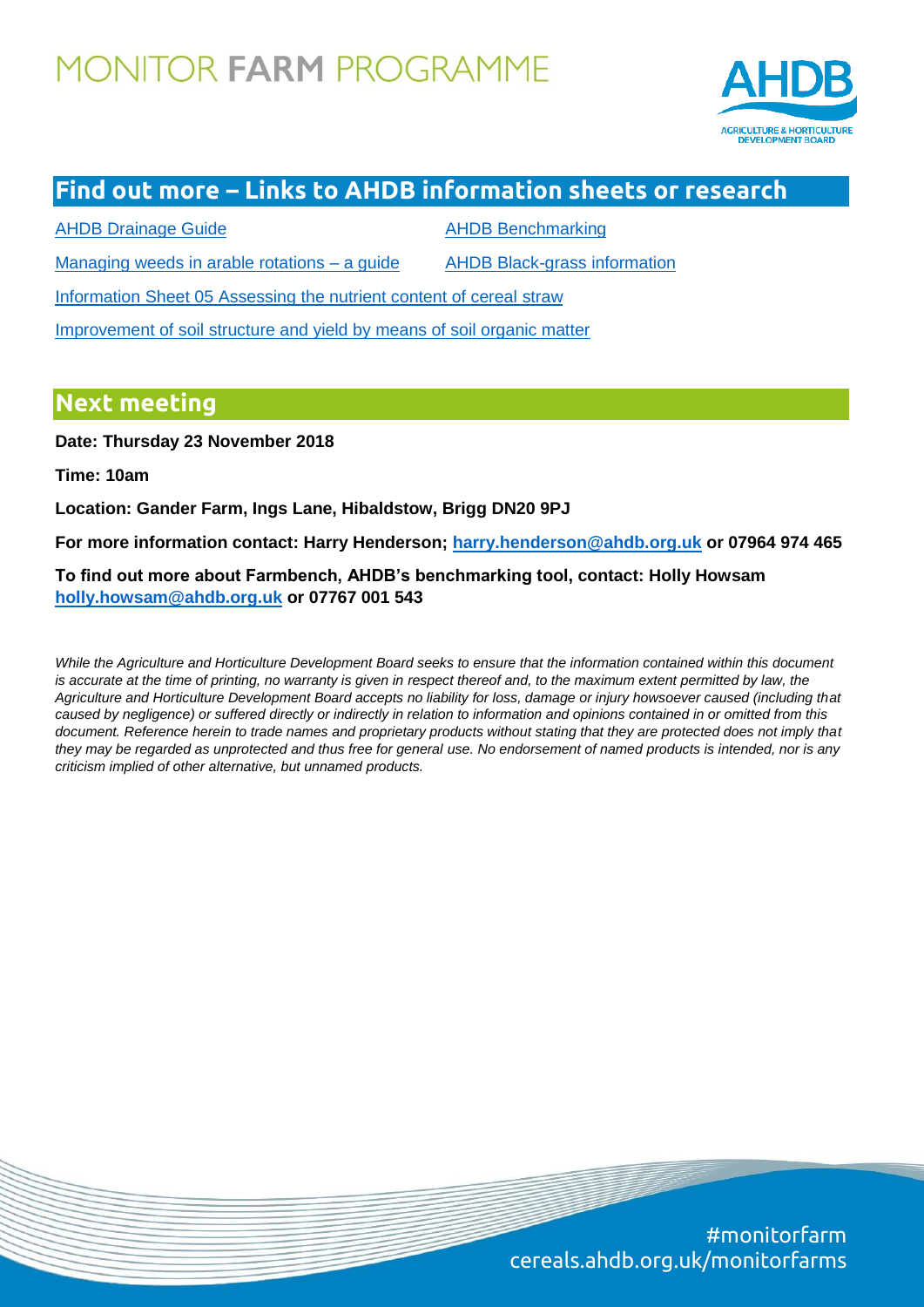# MONITOR FARM PROGRAMME

## Find out more – Links to AHDB information sheets or research

AHDB Drainage Guide

AHDB Benchmarking

Managing weeds in arable rotations – a guide

AHDB Black-grass information

Information Sheet 05 Assessing the nutrient content of cereal straw

Improvement of soil structure and yield by means of soil organic matter

## Next meeting

**Date: Thursday 23 November 2018**

**Time: 10am**

**Location: Gander Farm, Ings Lane, Hibaldstow, Brigg DN20 9PJ**

**For more information contact: Harry Henderson; harry.henderson@ahdb.org.uk or 07964 974 465**

**To find out more about Farmbench, AHDB's benchmarking tool, contact: Holly Howsam holly.howsam@ahdb.org.uk or 07767 001 543**

*While the Agriculture and Horticulture Development Board seeks to ensure that the information contained within this document is accurate at the time of printing, no warranty is given in respect thereof and, to the maximum extent permitted by law, the Agriculture and Horticulture Development Board accepts no liability for loss, damage or injury howsoever caused (including that caused by negligence) or suffered directly or indirectly in relation to information and opinions contained in or omitted from this document. Reference herein to trade names and proprietary products without stating that they are protected does not imply that they may be regarded as unprotected and thus free for general use. No endorsement of named products is intended, nor is any criticism implied of other alternative, but unnamed products.*

#monitorfarm
cereals.ahdb.org.uk/monitorfarms